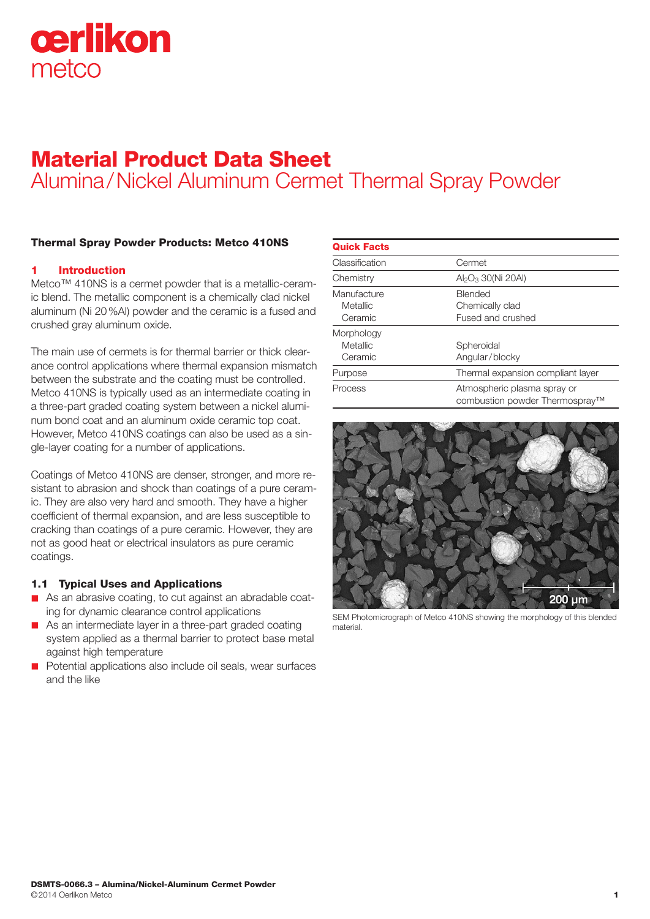# Material Product Data Sheet

## Alumina/Nickel Aluminum Cermet Thermal Spray Powder

**Thermal Spray Powder Products: Metco 410NS**

## 1 Introduction

Metco™ 410NS is a cermet powder that is a metallic-ceramic blend. The metallic component is a chemically clad nickel aluminum (Ni 20 %Al) powder and the ceramic is a fused and crushed gray aluminum oxide.

The main use of cermets is for thermal barrier or thick clearance control applications where thermal expansion mismatch between the substrate and the coating must be controlled. Metco 410NS is typically used as an intermediate coating in a three-part graded coating system between a nickel aluminum bond coat and an aluminum oxide ceramic top coat. However, Metco 410NS coatings can also be used as a single-layer coating for a number of applications.

Coatings of Metco 410NS are denser, stronger, and more resistant to abrasion and shock than coatings of a pure ceramic. They are also very hard and smooth. They have a higher coefficient of thermal expansion, and are less susceptible to cracking than coatings of a pure ceramic. However, they are not as good heat or electrical insulators as pure ceramic coatings.

### 1.1 Typical Uses and Applications

- As an abrasive coating, to cut against an abradable coating for dynamic clearance control applications
- As an intermediate layer in a three-part graded coating system applied as a thermal barrier to protect base metal against high temperature
- Potential applications also include oil seals, wear surfaces and the like

| Quick Facts | |
|---|---|
| Classification | Cermet |
| Chemistry | $Al_2O_3$ 30(Ni 20Al) |
| Manufacture | Blended |
| Metallic | Chemically clad |
| Ceramic | Fused and crushed |
| Morphology | |
| Metallic | Spheroidal |
| Ceramic | Angular/blocky |
| Purpose | Thermal expansion compliant layer |
| Process | Atmospheric plasma spray or combustion powder Thermospray™ |

SEM Photomicrograph of Metco 410NS showing the morphology of this blended material.

**DSMTS-0066.3 – Alumina/Nickel-Aluminum Cermet Powder**
©2014 Oerlikon Metco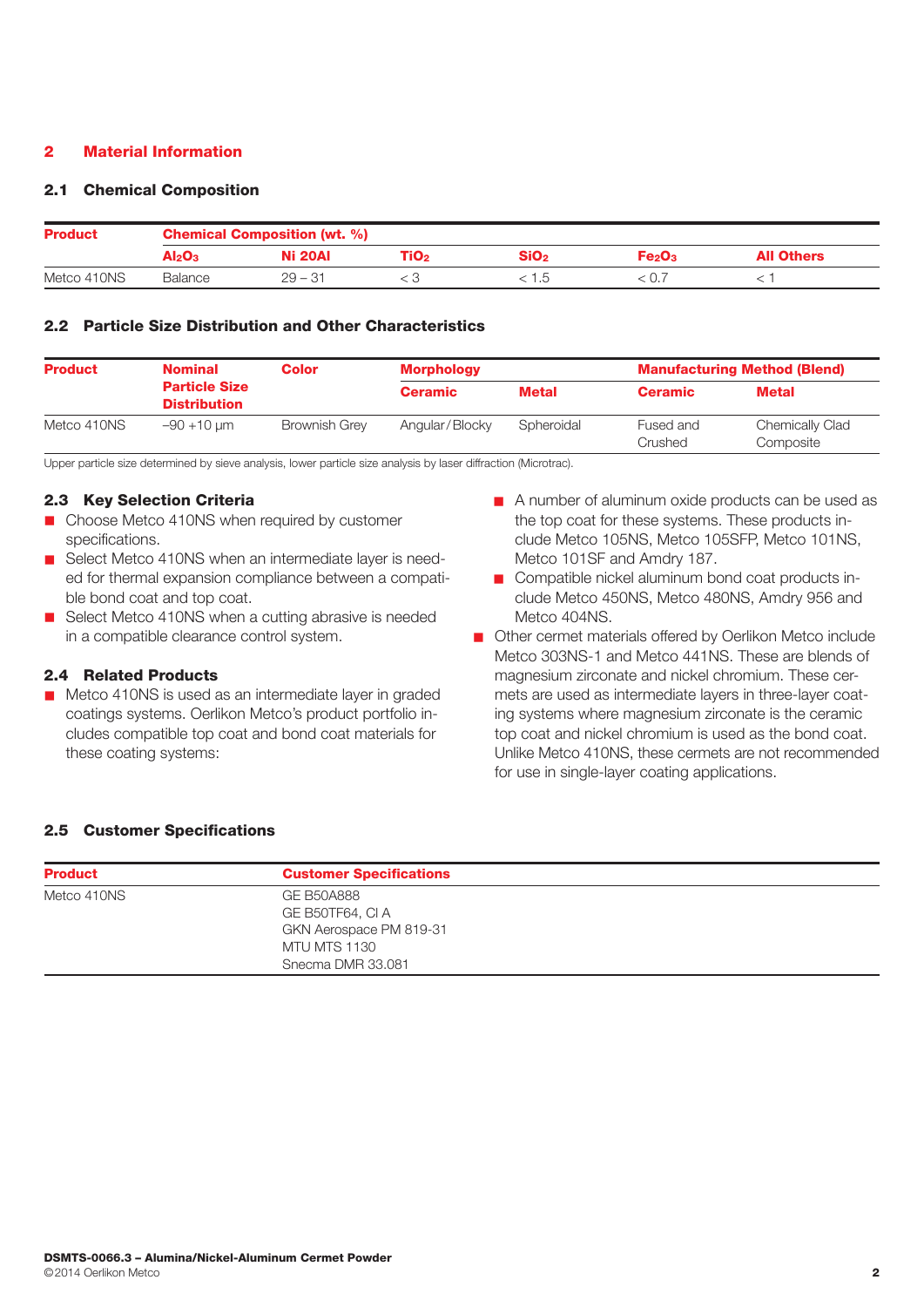## 2 Material Information

### 2.1 Chemical Composition

| Product | Chemical Composition (wt. %) | | | | | |
|---|---|---|---|---|---|---|
| | $Al_2O_3$ | Ni 20Al | $TiO_2$ | $SiO_2$ | $Fe_2O_3$ | All Others |
| Metco 410NS | Balance | 29 – 31 | < 3 | < 1.5 | < 0.7 | < 1 |

### 2.2 Particle Size Distribution and Other Characteristics

| Product | Nominal Particle Size Distribution | Color | Morphology | | Manufacturing Method (Blend) | |
|---|---|---|---|---|---|---|
| | | | Ceramic | Metal | Ceramic | Metal |
| Metco 410NS | −90 +10 µm | Brownish Grey | Angular / Blocky | Spheroidal | Fused and Crushed | Chemically Clad Composite |

Upper particle size determined by sieve analysis, lower particle size analysis by laser diffraction (Microtrac).

### 2.3 Key Selection Criteria

- Choose Metco 410NS when required by customer specifications.
- Select Metco 410NS when an intermediate layer is needed for thermal expansion compliance between a compatible bond coat and top coat.
- Select Metco 410NS when a cutting abrasive is needed in a compatible clearance control system.

### 2.4 Related Products

- Metco 410NS is used as an intermediate layer in graded coatings systems. Oerlikon Metco's product portfolio includes compatible top coat and bond coat materials for these coating systems:
  - A number of aluminum oxide products can be used as the top coat for these systems. These products include Metco 105NS, Metco 105SFP, Metco 101NS, Metco 101SF and Amdry 187.
  - Compatible nickel aluminum bond coat products include Metco 450NS, Metco 480NS, Amdry 956 and Metco 404NS.
- Other cermet materials offered by Oerlikon Metco include Metco 303NS-1 and Metco 441NS. These are blends of magnesium zirconate and nickel chromium. These cermets are used as intermediate layers in three-layer coating systems where magnesium zirconate is the ceramic top coat and nickel chromium is used as the bond coat. Unlike Metco 410NS, these cermets are not recommended for use in single-layer coating applications.

### 2.5 Customer Specifications

| Product | Customer Specifications |
|---|---|
| Metco 410NS | GE B50A888<br>GE B50TF64, Cl A<br>GKN Aerospace PM 819-31<br>MTU MTS 1130<br>Snecma DMR 33.081 |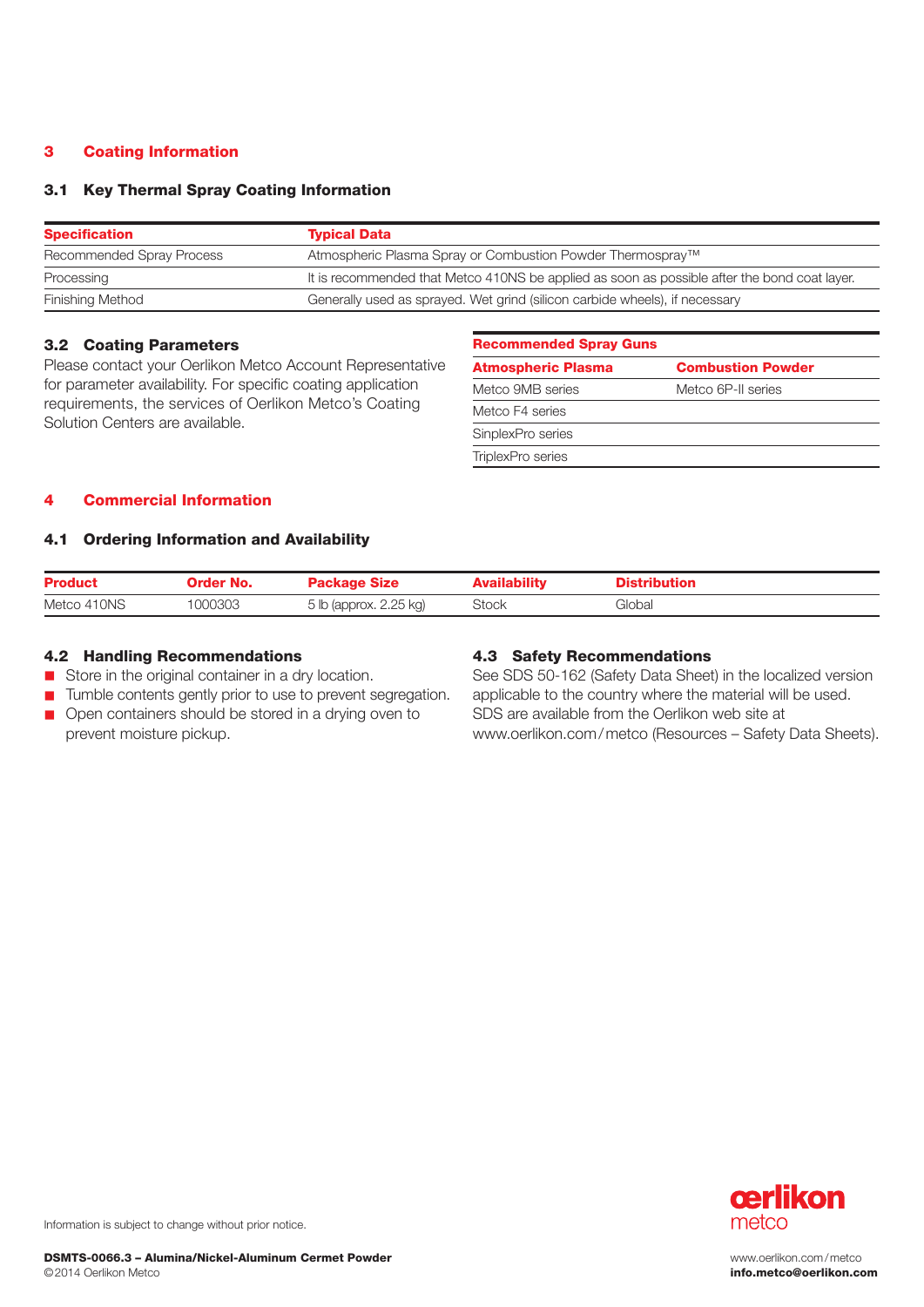## 3 Coating Information

### 3.1 Key Thermal Spray Coating Information

| Specification | Typical Data |
|---|---|
| Recommended Spray Process | Atmospheric Plasma Spray or Combustion Powder Thermospray™ |
| Processing | It is recommended that Metco 410NS be applied as soon as possible after the bond coat layer. |
| Finishing Method | Generally used as sprayed. Wet grind (silicon carbide wheels), if necessary |

### 3.2 Coating Parameters

Please contact your Oerlikon Metco Account Representative for parameter availability. For specific coating application requirements, the services of Oerlikon Metco's Coating Solution Centers are available.

**Recommended Spray Guns**

| Atmospheric Plasma | Combustion Powder |
|---|---|
| Metco 9MB series | Metco 6P-II series |
| Metco F4 series | |
| SinplexPro series | |
| TriplexPro series | |

## 4 Commercial Information

### 4.1 Ordering Information and Availability

| Product | Order No. | Package Size | Availability | Distribution |
|---|---|---|---|---|
| Metco 410NS | 1000303 | 5 lb (approx. 2.25 kg) | Stock | Global |

### 4.2 Handling Recommendations

- Store in the original container in a dry location.
- Tumble contents gently prior to use to prevent segregation.
- Open containers should be stored in a drying oven to prevent moisture pickup.

### 4.3 Safety Recommendations

See SDS 50-162 (Safety Data Sheet) in the localized version applicable to the country where the material will be used. SDS are available from the Oerlikon web site at www.oerlikon.com/metco (Resources – Safety Data Sheets).

Information is subject to change without prior notice.

**DSMTS-0066.3 – Alumina/Nickel-Aluminum Cermet Powder**
©2014 Oerlikon Metco

oerlikon metco

www.oerlikon.com/metco
**info.metco@oerlikon.com**